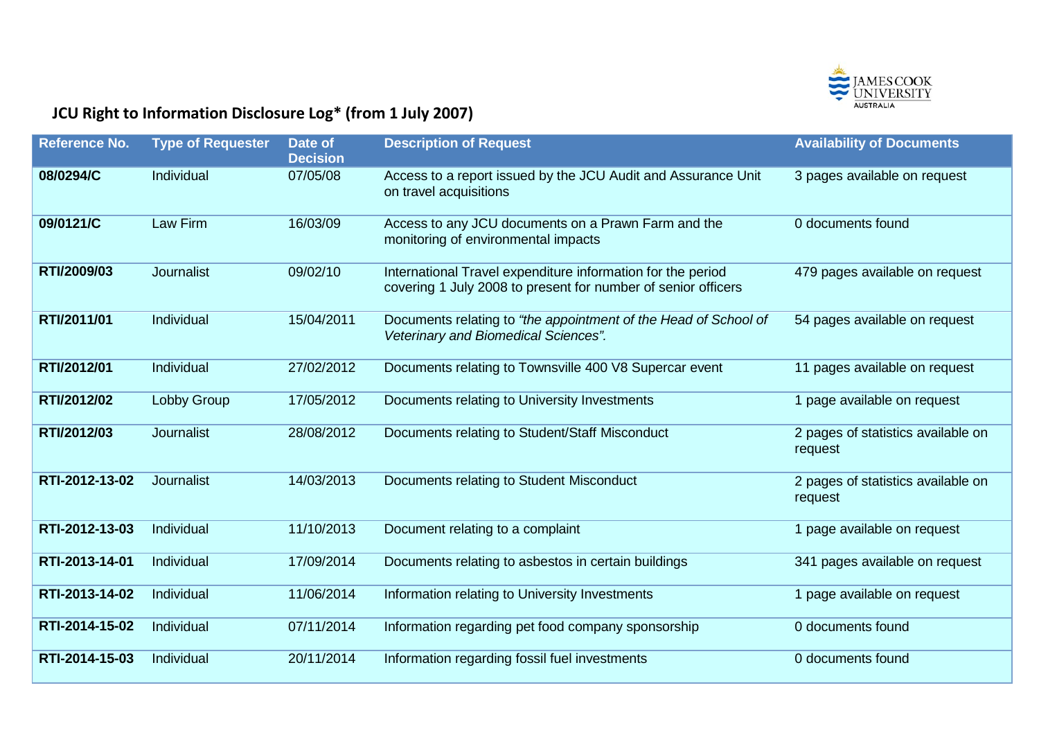# JCU Right to Information Disclosure Log* (from 1 July 2007)

| Reference No. | Type of Requester | Date of Decision | Description of Request | Availability of Documents |
|---|---|---|---|---|
| **08/0294/C** | Individual | 07/05/08 | Access to a report issued by the JCU Audit and Assurance Unit on travel acquisitions | 3 pages available on request |
| **09/0121/C** | Law Firm | 16/03/09 | Access to any JCU documents on a Prawn Farm and the monitoring of environmental impacts | 0 documents found |
| **RTI/2009/03** | Journalist | 09/02/10 | International Travel expenditure information for the period covering 1 July 2008 to present for number of senior officers | 479 pages available on request |
| **RTI/2011/01** | Individual | 15/04/2011 | Documents relating to *"the appointment of the Head of School of Veterinary and Biomedical Sciences".* | 54 pages available on request |
| **RTI/2012/01** | Individual | 27/02/2012 | Documents relating to Townsville 400 V8 Supercar event | 11 pages available on request |
| **RTI/2012/02** | Lobby Group | 17/05/2012 | Documents relating to University Investments | 1 page available on request |
| **RTI/2012/03** | Journalist | 28/08/2012 | Documents relating to Student/Staff Misconduct | 2 pages of statistics available on request |
| **RTI-2012-13-02** | Journalist | 14/03/2013 | Documents relating to Student Misconduct | 2 pages of statistics available on request |
| **RTI-2012-13-03** | Individual | 11/10/2013 | Document relating to a complaint | 1 page available on request |
| **RTI-2013-14-01** | Individual | 17/09/2014 | Documents relating to asbestos in certain buildings | 341 pages available on request |
| **RTI-2013-14-02** | Individual | 11/06/2014 | Information relating to University Investments | 1 page available on request |
| **RTI-2014-15-02** | Individual | 07/11/2014 | Information regarding pet food company sponsorship | 0 documents found |
| **RTI-2014-15-03** | Individual | 20/11/2014 | Information regarding fossil fuel investments | 0 documents found |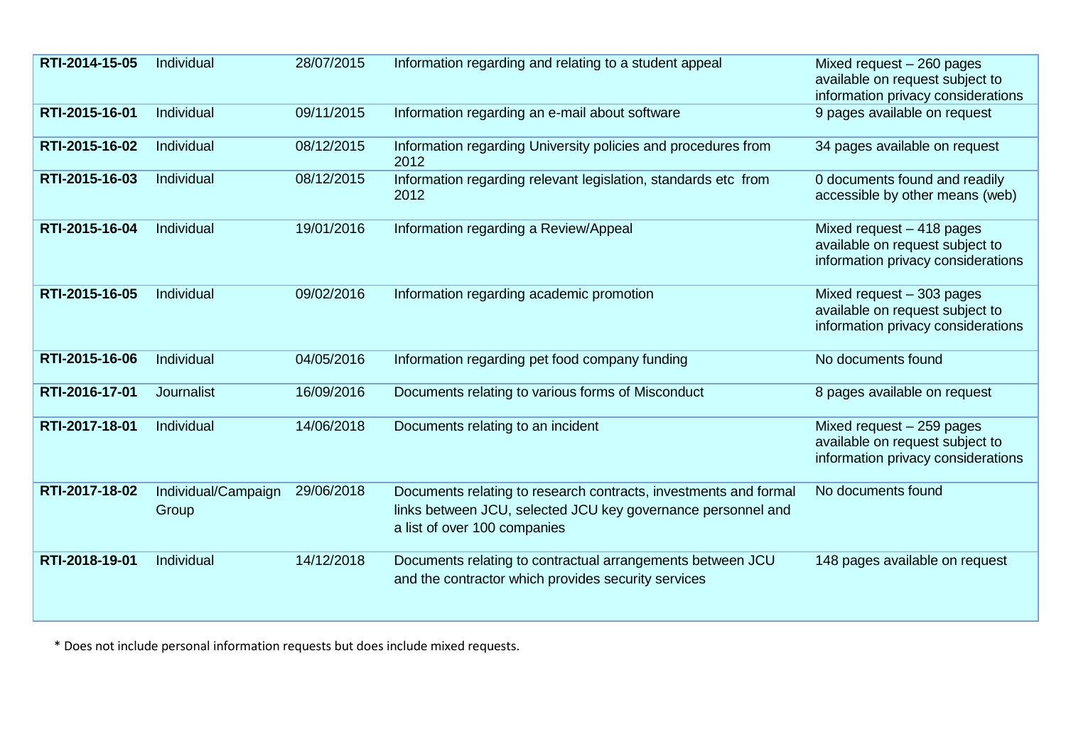| | | | | |
|---|---|---|---|---|
| **RTI-2014-15-05** | Individual | 28/07/2015 | Information regarding and relating to a student appeal | Mixed request – 260 pages available on request subject to information privacy considerations |
| **RTI-2015-16-01** | Individual | 09/11/2015 | Information regarding an e-mail about software | 9 pages available on request |
| **RTI-2015-16-02** | Individual | 08/12/2015 | Information regarding University policies and procedures from 2012 | 34 pages available on request |
| **RTI-2015-16-03** | Individual | 08/12/2015 | Information regarding relevant legislation, standards etc from 2012 | 0 documents found and readily accessible by other means (web) |
| **RTI-2015-16-04** | Individual | 19/01/2016 | Information regarding a Review/Appeal | Mixed request – 418 pages available on request subject to information privacy considerations |
| **RTI-2015-16-05** | Individual | 09/02/2016 | Information regarding academic promotion | Mixed request – 303 pages available on request subject to information privacy considerations |
| **RTI-2015-16-06** | Individual | 04/05/2016 | Information regarding pet food company funding | No documents found |
| **RTI-2016-17-01** | Journalist | 16/09/2016 | Documents relating to various forms of Misconduct | 8 pages available on request |
| **RTI-2017-18-01** | Individual | 14/06/2018 | Documents relating to an incident | Mixed request – 259 pages available on request subject to information privacy considerations |
| **RTI-2017-18-02** | Individual/Campaign Group | 29/06/2018 | Documents relating to research contracts, investments and formal links between JCU, selected JCU key governance personnel and a list of over 100 companies | No documents found |
| **RTI-2018-19-01** | Individual | 14/12/2018 | Documents relating to contractual arrangements between JCU and the contractor which provides security services | 148 pages available on request |

* Does not include personal information requests but does include mixed requests.